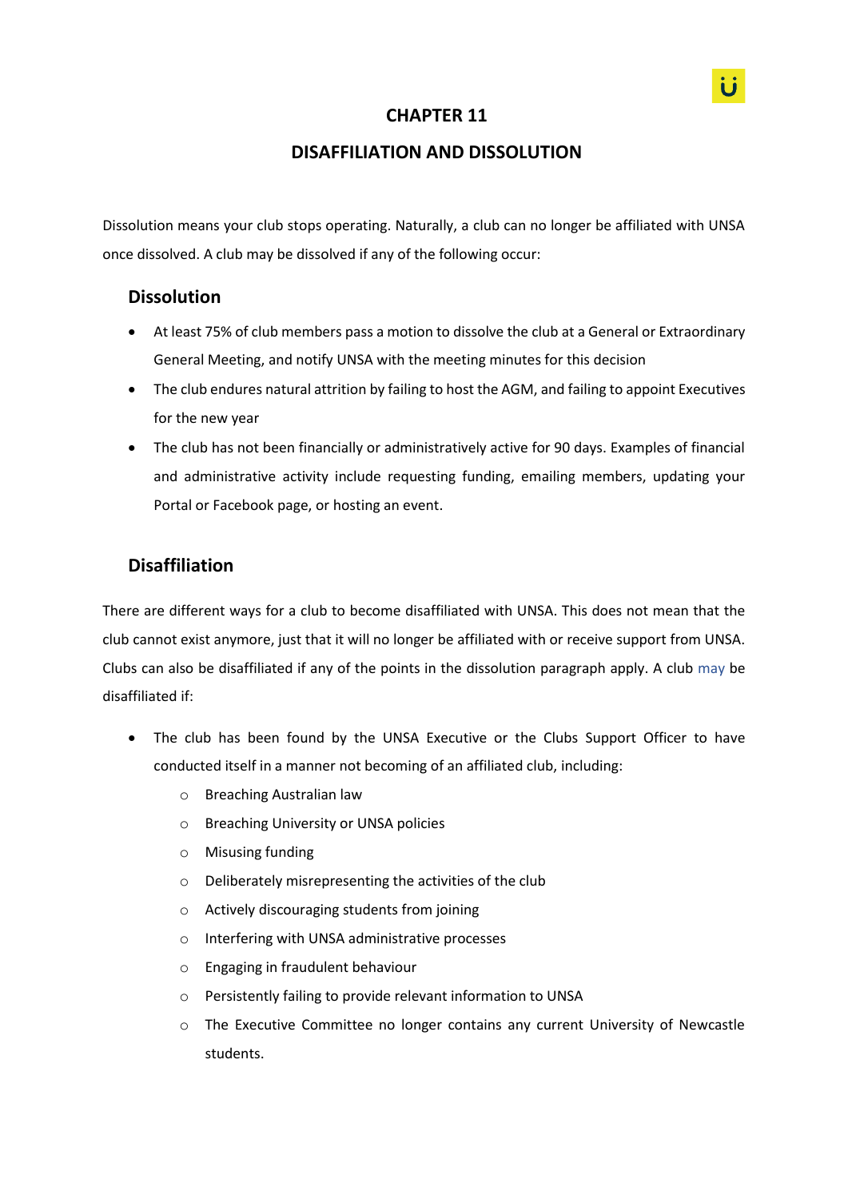# CHAPTER 11

# DISAFFILIATION AND DISSOLUTION

Dissolution means your club stops operating. Naturally, a club can no longer be affiliated with UNSA once dissolved. A club may be dissolved if any of the following occur:

## Dissolution

- At least 75% of club members pass a motion to dissolve the club at a General or Extraordinary General Meeting, and notify UNSA with the meeting minutes for this decision
- The club endures natural attrition by failing to host the AGM, and failing to appoint Executives for the new year
- The club has not been financially or administratively active for 90 days. Examples of financial and administrative activity include requesting funding, emailing members, updating your Portal or Facebook page, or hosting an event.

## Disaffiliation

There are different ways for a club to become disaffiliated with UNSA. This does not mean that the club cannot exist anymore, just that it will no longer be affiliated with or receive support from UNSA. Clubs can also be disaffiliated if any of the points in the dissolution paragraph apply. A club may be disaffiliated if:

- The club has been found by the UNSA Executive or the Clubs Support Officer to have conducted itself in a manner not becoming of an affiliated club, including:
  - Breaching Australian law
  - Breaching University or UNSA policies
  - Misusing funding
  - Deliberately misrepresenting the activities of the club
  - Actively discouraging students from joining
  - Interfering with UNSA administrative processes
  - Engaging in fraudulent behaviour
  - Persistently failing to provide relevant information to UNSA
  - The Executive Committee no longer contains any current University of Newcastle students.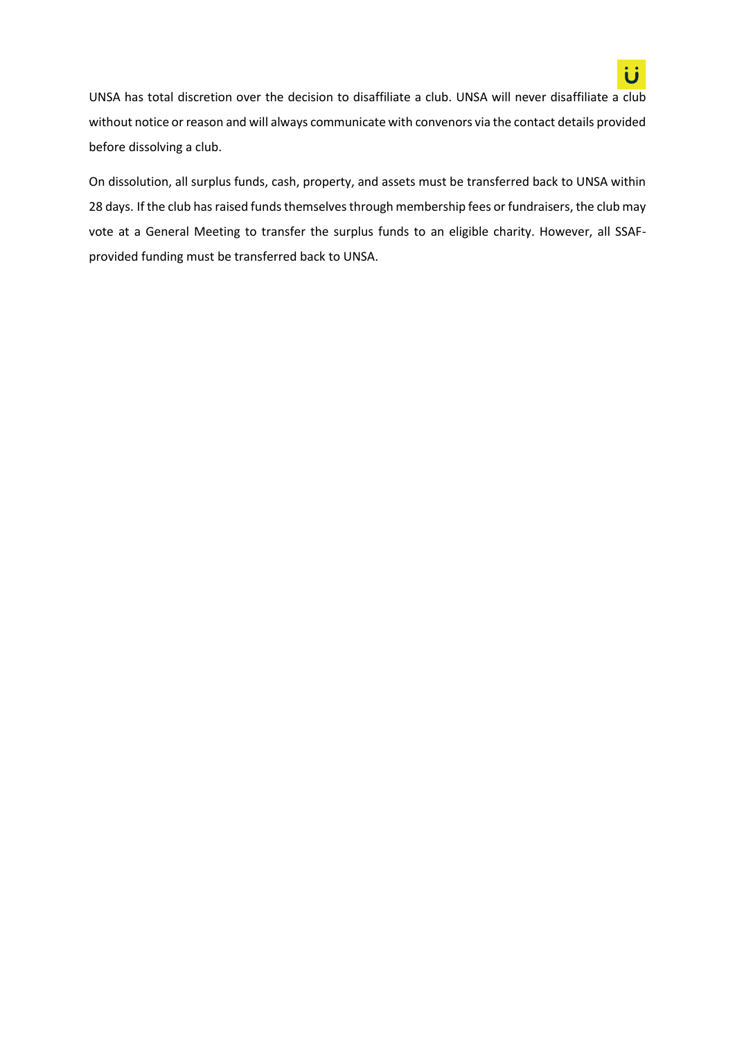UNSA has total discretion over the decision to disaffiliate a club. UNSA will never disaffiliate a club without notice or reason and will always communicate with convenors via the contact details provided before dissolving a club.

On dissolution, all surplus funds, cash, property, and assets must be transferred back to UNSA within 28 days. If the club has raised funds themselves through membership fees or fundraisers, the club may vote at a General Meeting to transfer the surplus funds to an eligible charity. However, all SSAF-provided funding must be transferred back to UNSA.